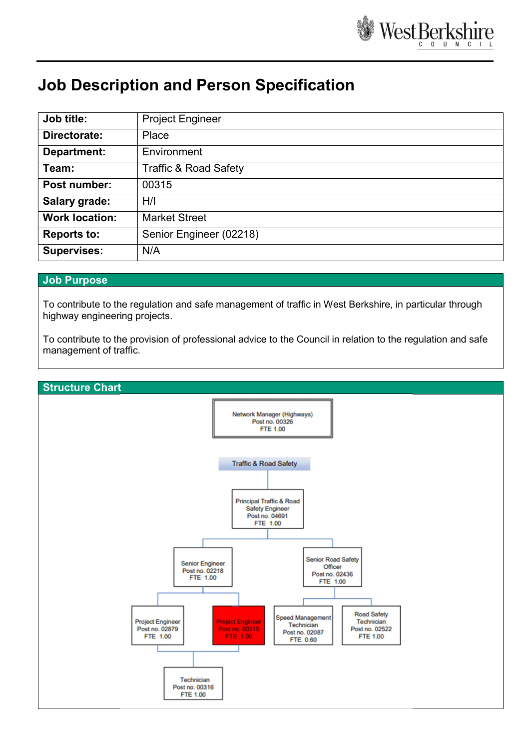# Job Description and Person Specification

| Job title: | Project Engineer |
|---|---|
| Directorate: | Place |
| Department: | Environment |
| Team: | Traffic & Road Safety |
| Post number: | 00315 |
| Salary grade: | H/I |
| Work location: | Market Street |
| Reports to: | Senior Engineer (02218) |
| Supervises: | N/A |

## Job Purpose

To contribute to the regulation and safe management of traffic in West Berkshire, in particular through highway engineering projects.

To contribute to the provision of professional advice to the Council in relation to the regulation and safe management of traffic.

## Structure Chart

- Network Manager (Highways) – Post no. 00326 – FTE 1.00
  - Traffic & Road Safety
    - Principal Traffic & Road Safety Engineer – Post no. 04691 – FTE 1.00
      - Senior Engineer – Post no. 02218 – FTE 1.00
        - Project Engineer – Post no. 02879 – FTE 1.00
        - Project Engineer – Post no. 00315 – FTE 1.00
          - Technician – Post no. 00316 – FTE 1.00
      - Senior Road Safety Officer – Post no. 02436 – FTE 1.00
        - Speed Management Technician – Post no. 02087 – FTE 0.60
        - Road Safety Technician – Post no. 02522 – FTE 1.00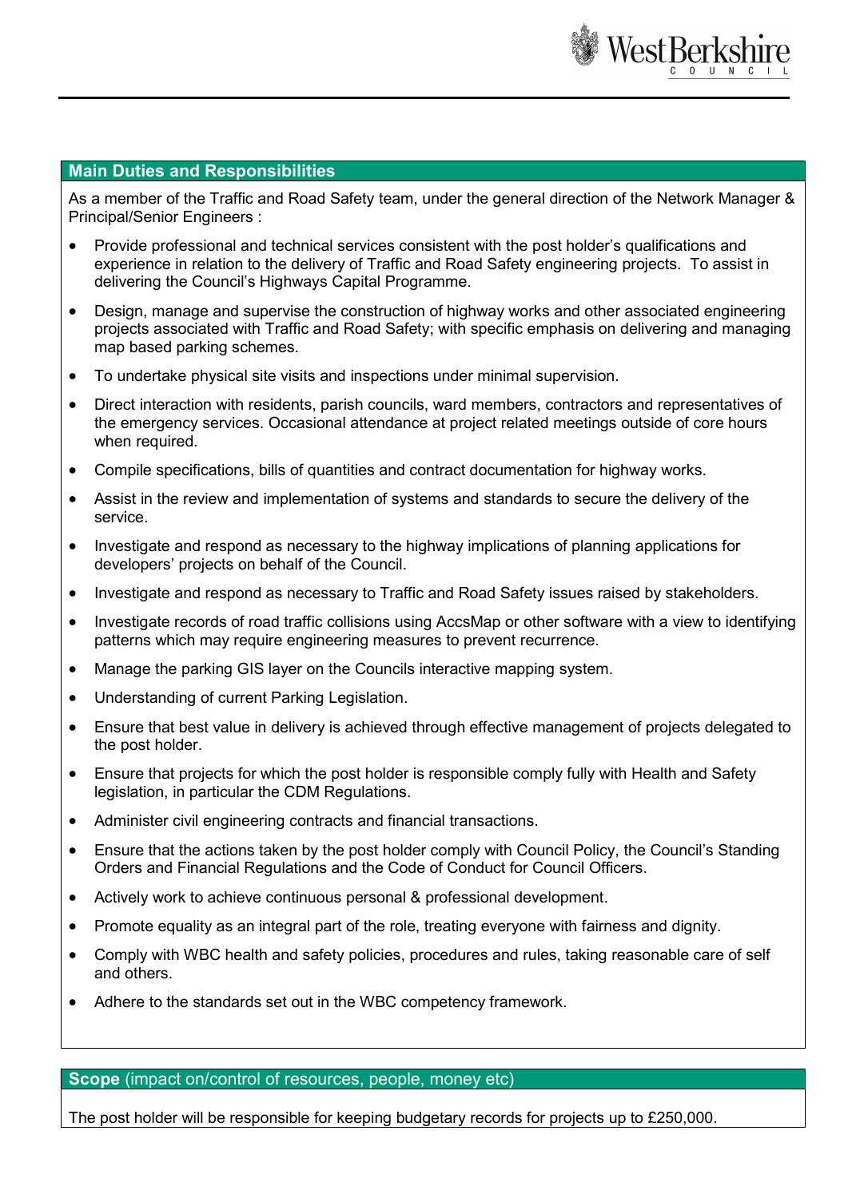## Main Duties and Responsibilities

As a member of the Traffic and Road Safety team, under the general direction of the Network Manager & Principal/Senior Engineers :

- Provide professional and technical services consistent with the post holder's qualifications and experience in relation to the delivery of Traffic and Road Safety engineering projects. To assist in delivering the Council's Highways Capital Programme.
- Design, manage and supervise the construction of highway works and other associated engineering projects associated with Traffic and Road Safety; with specific emphasis on delivering and managing map based parking schemes.
- To undertake physical site visits and inspections under minimal supervision.
- Direct interaction with residents, parish councils, ward members, contractors and representatives of the emergency services. Occasional attendance at project related meetings outside of core hours when required.
- Compile specifications, bills of quantities and contract documentation for highway works.
- Assist in the review and implementation of systems and standards to secure the delivery of the service.
- Investigate and respond as necessary to the highway implications of planning applications for developers' projects on behalf of the Council.
- Investigate and respond as necessary to Traffic and Road Safety issues raised by stakeholders.
- Investigate records of road traffic collisions using AccsMap or other software with a view to identifying patterns which may require engineering measures to prevent recurrence.
- Manage the parking GIS layer on the Councils interactive mapping system.
- Understanding of current Parking Legislation.
- Ensure that best value in delivery is achieved through effective management of projects delegated to the post holder.
- Ensure that projects for which the post holder is responsible comply fully with Health and Safety legislation, in particular the CDM Regulations.
- Administer civil engineering contracts and financial transactions.
- Ensure that the actions taken by the post holder comply with Council Policy, the Council's Standing Orders and Financial Regulations and the Code of Conduct for Council Officers.
- Actively work to achieve continuous personal & professional development.
- Promote equality as an integral part of the role, treating everyone with fairness and dignity.
- Comply with WBC health and safety policies, procedures and rules, taking reasonable care of self and others.
- Adhere to the standards set out in the WBC competency framework.

## Scope (impact on/control of resources, people, money etc)

The post holder will be responsible for keeping budgetary records for projects up to £250,000.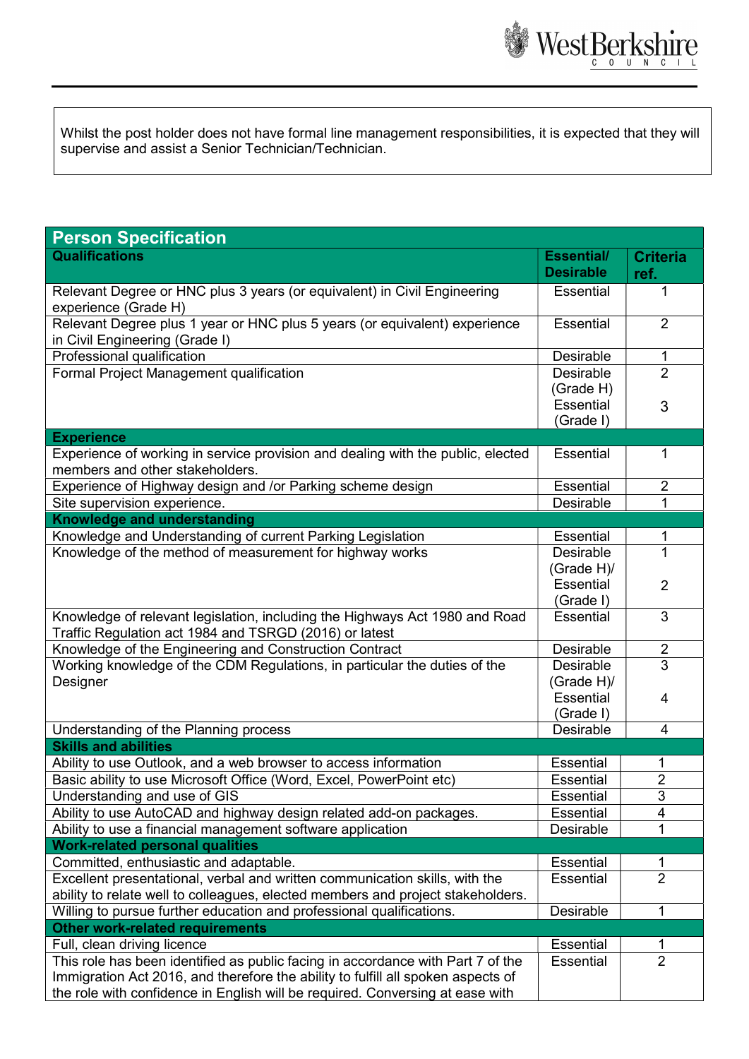Whilst the post holder does not have formal line management responsibilities, it is expected that they will supervise and assist a Senior Technician/Technician.

## Person Specification

| Qualifications | Essential/ Desirable | Criteria ref. |
|---|---|---|
| Relevant Degree or HNC plus 3 years (or equivalent) in Civil Engineering experience (Grade H) | Essential | 1 |
| Relevant Degree plus 1 year or HNC plus 5 years (or equivalent) experience in Civil Engineering (Grade I) | Essential | 2 |
| Professional qualification | Desirable | 1 |
| Formal Project Management qualification | Desirable (Grade H) Essential (Grade I) | 2 3 |
| **Experience** | | |
| Experience of working in service provision and dealing with the public, elected members and other stakeholders. | Essential | 1 |
| Experience of Highway design and /or Parking scheme design | Essential | 2 |
| Site supervision experience. | Desirable | 1 |
| **Knowledge and understanding** | | |
| Knowledge and Understanding of current Parking Legislation | Essential | 1 |
| Knowledge of the method of measurement for highway works | Desirable (Grade H)/ Essential (Grade I) | 1 2 |
| Knowledge of relevant legislation, including the Highways Act 1980 and Road Traffic Regulation act 1984 and TSRGD (2016) or latest | Essential | 3 |
| Knowledge of the Engineering and Construction Contract | Desirable | 2 |
| Working knowledge of the CDM Regulations, in particular the duties of the Designer | Desirable (Grade H)/ Essential (Grade I) | 3 4 |
| Understanding of the Planning process | Desirable | 4 |
| **Skills and abilities** | | |
| Ability to use Outlook, and a web browser to access information | Essential | 1 |
| Basic ability to use Microsoft Office (Word, Excel, PowerPoint etc) | Essential | 2 |
| Understanding and use of GIS | Essential | 3 |
| Ability to use AutoCAD and highway design related add-on packages. | Essential | 4 |
| Ability to use a financial management software application | Desirable | 1 |
| **Work-related personal qualities** | | |
| Committed, enthusiastic and adaptable. | Essential | 1 |
| Excellent presentational, verbal and written communication skills, with the ability to relate well to colleagues, elected members and project stakeholders. | Essential | 2 |
| Willing to pursue further education and professional qualifications. | Desirable | 1 |
| **Other work-related requirements** | | |
| Full, clean driving licence | Essential | 1 |
| This role has been identified as public facing in accordance with Part 7 of the Immigration Act 2016, and therefore the ability to fulfill all spoken aspects of the role with confidence in English will be required. Conversing at ease with | Essential | 2 |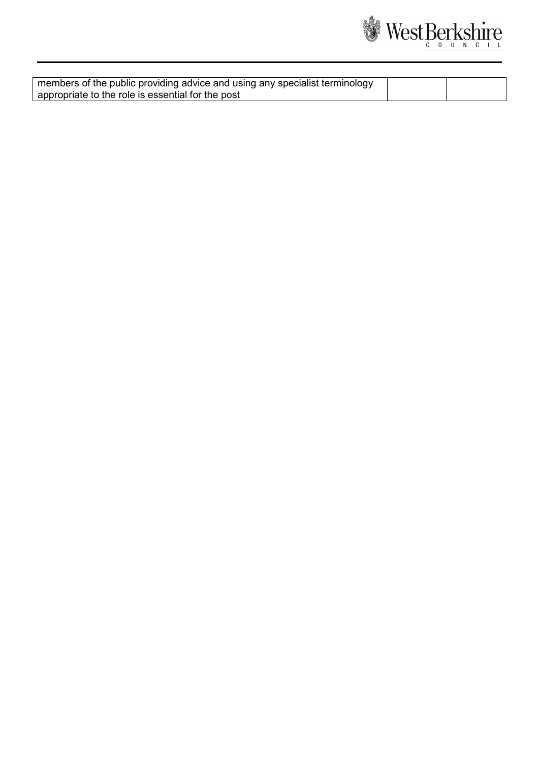| | | |
|---|---|---|
| members of the public providing advice and using any specialist terminology appropriate to the role is essential for the post | | |